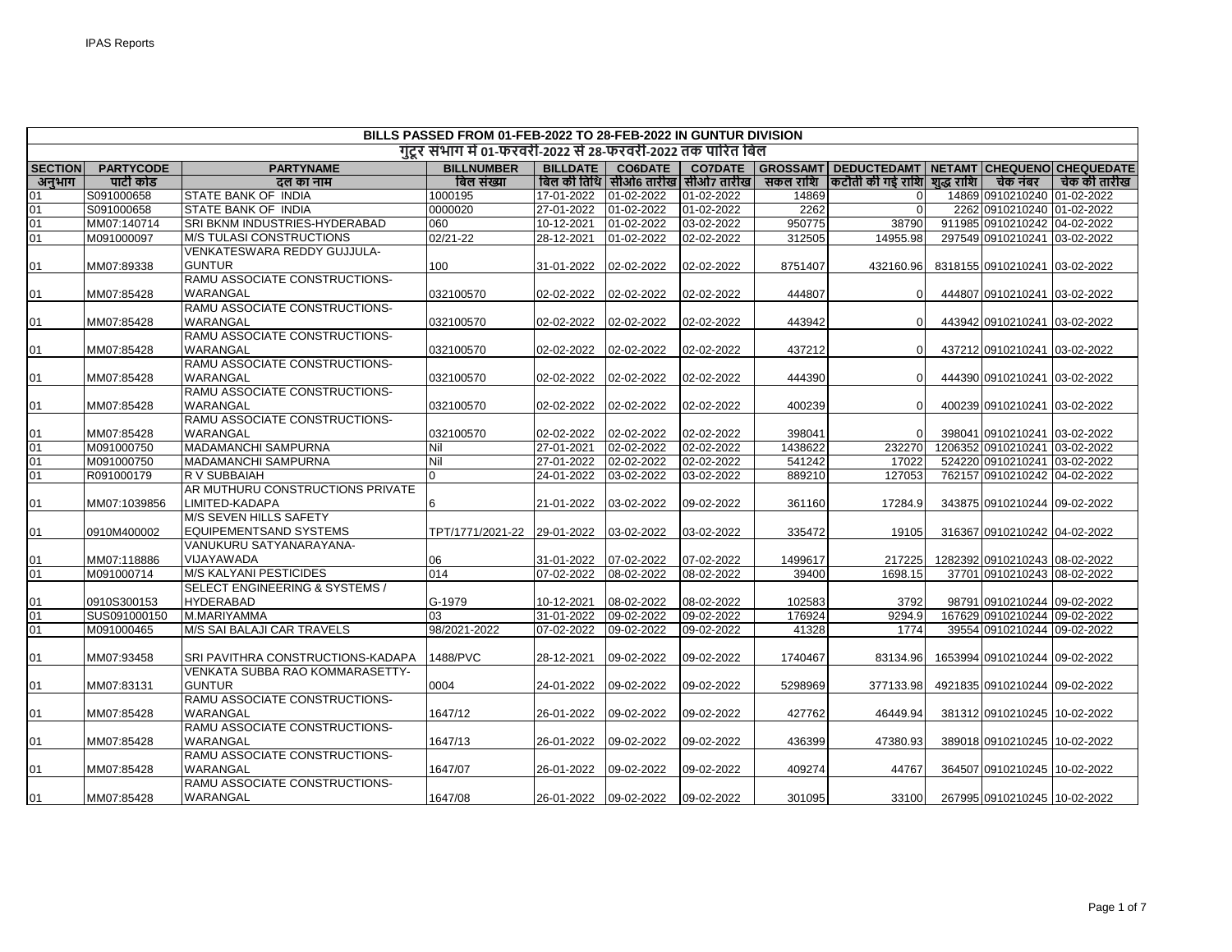| BILLS PASSED FROM 01-FEB-2022 TO 28-FEB-2022 IN GUNTUR DIVISION | | | | | | | | | | | | |
|---|---|---|---|---|---|---|---|---|---|---|---|---|
| गुंटूर सभाग में 01-फरवरी-2022 से 28-फरवरी-2022 तक पारित बिल | | | | | | | | | | | | |
| SECTION | PARTYCODE | PARTYNAME | BILLNUMBER | BILLDATE | CO6DATE | CO7DATE | GROSSAMT | DEDUCTEDAMT | NETAMT | CHEQUENO | CHEQUEDATE |
| अनुभाग | पार्टी कोड | दल का नाम | बिल संख्या | बिल की तिथि | सीओ6 तारीख | सीओ7 तारीख | सकल राशि | कटौती की गई राशि | शुद्ध राशि | चेक नंबर | चेक की तारीख |
| 01 | S091000658 | STATE BANK OF INDIA | 1000195 | 17-01-2022 | 01-02-2022 | 01-02-2022 | 14869 | 0 | 14869 | 0910210240 | 01-02-2022 |
| 01 | S091000658 | STATE BANK OF INDIA | 0000020 | 27-01-2022 | 01-02-2022 | 01-02-2022 | 2262 | 0 | 2262 | 0910210240 | 01-02-2022 |
| 01 | MM07:140714 | SRI BKNM INDUSTRIES-HYDERABAD | 060 | 10-12-2021 | 01-02-2022 | 03-02-2022 | 950775 | 38790 | 911985 | 0910210242 | 04-02-2022 |
| 01 | M091000097 | M/S TULASI CONSTRUCTIONS | 02/21-22 | 28-12-2021 | 01-02-2022 | 02-02-2022 | 312505 | 14955.98 | 297549 | 0910210241 | 03-02-2022 |
| 01 | MM07:89338 | VENKATESWARA REDDY GUJJULA-GUNTUR | 100 | 31-01-2022 | 02-02-2022 | 02-02-2022 | 8751407 | 432160.96 | 8318155 | 0910210241 | 03-02-2022 |
| 01 | MM07:85428 | RAMU ASSOCIATE CONSTRUCTIONS-WARANGAL | 032100570 | 02-02-2022 | 02-02-2022 | 02-02-2022 | 444807 | 0 | 444807 | 0910210241 | 03-02-2022 |
| 01 | MM07:85428 | RAMU ASSOCIATE CONSTRUCTIONS-WARANGAL | 032100570 | 02-02-2022 | 02-02-2022 | 02-02-2022 | 443942 | 0 | 443942 | 0910210241 | 03-02-2022 |
| 01 | MM07:85428 | RAMU ASSOCIATE CONSTRUCTIONS-WARANGAL | 032100570 | 02-02-2022 | 02-02-2022 | 02-02-2022 | 437212 | 0 | 437212 | 0910210241 | 03-02-2022 |
| 01 | MM07:85428 | RAMU ASSOCIATE CONSTRUCTIONS-WARANGAL | 032100570 | 02-02-2022 | 02-02-2022 | 02-02-2022 | 444390 | 0 | 444390 | 0910210241 | 03-02-2022 |
| 01 | MM07:85428 | RAMU ASSOCIATE CONSTRUCTIONS-WARANGAL | 032100570 | 02-02-2022 | 02-02-2022 | 02-02-2022 | 400239 | 0 | 400239 | 0910210241 | 03-02-2022 |
| 01 | MM07:85428 | RAMU ASSOCIATE CONSTRUCTIONS-WARANGAL | 032100570 | 02-02-2022 | 02-02-2022 | 02-02-2022 | 398041 | 0 | 398041 | 0910210241 | 03-02-2022 |
| 01 | M091000750 | MADAMANCHI SAMPURNA | Nil | 27-01-2021 | 02-02-2022 | 02-02-2022 | 1438622 | 232270 | 1206352 | 0910210241 | 03-02-2022 |
| 01 | M091000750 | MADAMANCHI SAMPURNA | Nil | 27-01-2022 | 02-02-2022 | 02-02-2022 | 541242 | 17022 | 524220 | 0910210241 | 03-02-2022 |
| 01 | R091000179 | R V SUBBAIAH | 0 | 24-01-2022 | 03-02-2022 | 03-02-2022 | 889210 | 127053 | 762157 | 0910210242 | 04-02-2022 |
| 01 | MM07:1039856 | AR MUTHURU CONSTRUCTIONS PRIVATE LIMITED-KADAPA | 6 | 21-01-2022 | 03-02-2022 | 09-02-2022 | 361160 | 17284.9 | 343875 | 0910210244 | 09-02-2022 |
| 01 | 0910M400002 | M/S SEVEN HILLS SAFETY EQUIPEMENTSAND SYSTEMS | TPT/1771/2021-22 | 29-01-2022 | 03-02-2022 | 03-02-2022 | 335472 | 19105 | 316367 | 0910210242 | 04-02-2022 |
| 01 | MM07:118886 | VANUKURU SATYANARAYANA-VIJAYAWADA | 06 | 31-01-2022 | 07-02-2022 | 07-02-2022 | 1499617 | 217225 | 1282392 | 0910210243 | 08-02-2022 |
| 01 | M091000714 | M/S KALYANI PESTICIDES | 014 | 07-02-2022 | 08-02-2022 | 08-02-2022 | 39400 | 1698.15 | 37701 | 0910210243 | 08-02-2022 |
| 01 | 0910S300153 | SELECT ENGINEERING & SYSTEMS / HYDERABAD | G-1979 | 10-12-2021 | 08-02-2022 | 08-02-2022 | 102583 | 3792 | 98791 | 0910210244 | 09-02-2022 |
| 01 | SUS091000150 | M.MARIYAMMA | 03 | 31-01-2022 | 09-02-2022 | 09-02-2022 | 176924 | 9294.9 | 167629 | 0910210244 | 09-02-2022 |
| 01 | M091000465 | M/S SAI BALAJI CAR TRAVELS | 98/2021-2022 | 07-02-2022 | 09-02-2022 | 09-02-2022 | 41328 | 1774 | 39554 | 0910210244 | 09-02-2022 |
| 01 | MM07:93458 | SRI PAVITHRA CONSTRUCTIONS-KADAPA | 1488/PVC | 28-12-2021 | 09-02-2022 | 09-02-2022 | 1740467 | 83134.96 | 1653994 | 0910210244 | 09-02-2022 |
| 01 | MM07:83131 | VENKATA SUBBA RAO KOMMARASETTY-GUNTUR | 0004 | 24-01-2022 | 09-02-2022 | 09-02-2022 | 5298969 | 377133.98 | 4921835 | 0910210244 | 09-02-2022 |
| 01 | MM07:85428 | RAMU ASSOCIATE CONSTRUCTIONS-WARANGAL | 1647/12 | 26-01-2022 | 09-02-2022 | 09-02-2022 | 427762 | 46449.94 | 381312 | 0910210245 | 10-02-2022 |
| 01 | MM07:85428 | RAMU ASSOCIATE CONSTRUCTIONS-WARANGAL | 1647/13 | 26-01-2022 | 09-02-2022 | 09-02-2022 | 436399 | 47380.93 | 389018 | 0910210245 | 10-02-2022 |
| 01 | MM07:85428 | RAMU ASSOCIATE CONSTRUCTIONS-WARANGAL | 1647/07 | 26-01-2022 | 09-02-2022 | 09-02-2022 | 409274 | 44767 | 364507 | 0910210245 | 10-02-2022 |
| 01 | MM07:85428 | RAMU ASSOCIATE CONSTRUCTIONS-WARANGAL | 1647/08 | 26-01-2022 | 09-02-2022 | 09-02-2022 | 301095 | 33100 | 267995 | 0910210245 | 10-02-2022 |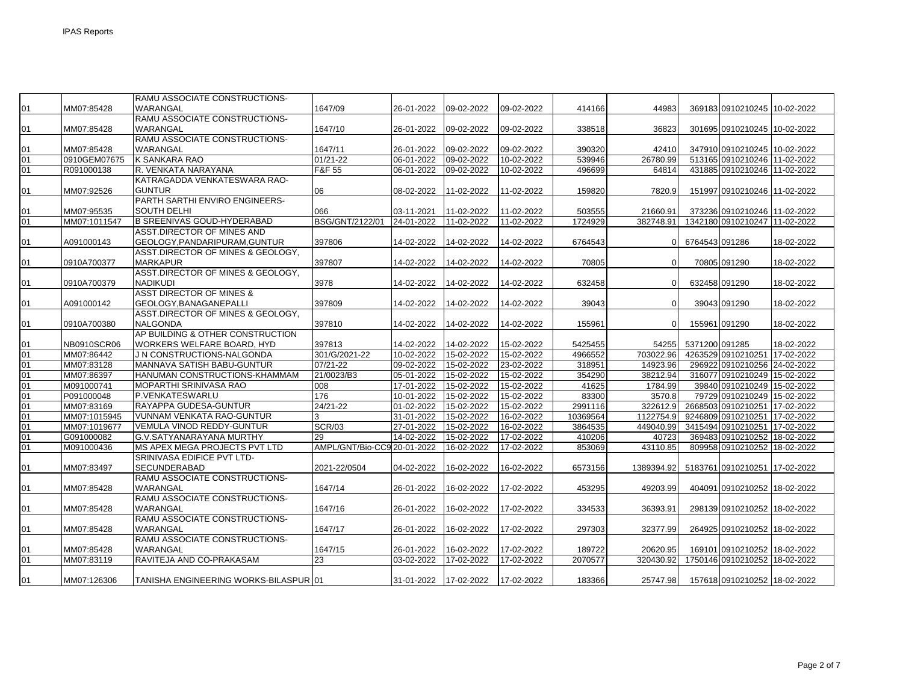| | | | | | | | | | | | |
|---|---|---|---|---|---|---|---|---|---|---|---|
| 01 | MM07:85428 | RAMU ASSOCIATE CONSTRUCTIONS-WARANGAL | 1647/09 | 26-01-2022 | 09-02-2022 | 09-02-2022 | 414166 | 44983 | 369183 | 0910210245 | 10-02-2022 |
| 01 | MM07:85428 | RAMU ASSOCIATE CONSTRUCTIONS-WARANGAL | 1647/10 | 26-01-2022 | 09-02-2022 | 09-02-2022 | 338518 | 36823 | 301695 | 0910210245 | 10-02-2022 |
| 01 | MM07:85428 | RAMU ASSOCIATE CONSTRUCTIONS-WARANGAL | 1647/11 | 26-01-2022 | 09-02-2022 | 09-02-2022 | 390320 | 42410 | 347910 | 0910210245 | 10-02-2022 |
| 01 | 0910GEM07675 | K SANKARA RAO | 01/21-22 | 06-01-2022 | 09-02-2022 | 10-02-2022 | 539946 | 26780.99 | 513165 | 0910210246 | 11-02-2022 |
| 01 | R091000138 | R. VENKATA NARAYANA | F&F 55 | 06-01-2022 | 09-02-2022 | 10-02-2022 | 496699 | 64814 | 431885 | 0910210246 | 11-02-2022 |
| 01 | MM07:92526 | KATRAGADDA VENKATESWARA RAO-GUNTUR | 06 | 08-02-2022 | 11-02-2022 | 11-02-2022 | 159820 | 7820.9 | 151997 | 0910210246 | 11-02-2022 |
| 01 | MM07:95535 | PARTH SARTHI ENVIRO ENGINEERS-SOUTH DELHI | 066 | 03-11-2021 | 11-02-2022 | 11-02-2022 | 503555 | 21660.91 | 373236 | 0910210246 | 11-02-2022 |
| 01 | MM07:1011547 | B SREENIVAS GOUD-HYDERABAD | BSG/GNT/2122/01 | 24-01-2022 | 11-02-2022 | 11-02-2022 | 1724929 | 382748.91 | 1342180 | 0910210247 | 11-02-2022 |
| 01 | A091000143 | ASST.DIRECTOR OF MINES AND GEOLOGY,PANDARIPURAM,GUNTUR | 397806 | 14-02-2022 | 14-02-2022 | 14-02-2022 | 6764543 | 0 | 6764543 | 091286 | 18-02-2022 |
| 01 | 0910A700377 | ASST.DIRECTOR OF MINES & GEOLOGY, MARKAPUR | 397807 | 14-02-2022 | 14-02-2022 | 14-02-2022 | 70805 | 0 | 70805 | 091290 | 18-02-2022 |
| 01 | 0910A700379 | ASST.DIRECTOR OF MINES & GEOLOGY, NADIKUDI | 3978 | 14-02-2022 | 14-02-2022 | 14-02-2022 | 632458 | 0 | 632458 | 091290 | 18-02-2022 |
| 01 | A091000142 | ASST DIRECTOR OF MINES & GEOLOGY,BANAGANEPALLI | 397809 | 14-02-2022 | 14-02-2022 | 14-02-2022 | 39043 | 0 | 39043 | 091290 | 18-02-2022 |
| 01 | 0910A700380 | ASST.DIRECTOR OF MINES & GEOLOGY, NALGONDA | 397810 | 14-02-2022 | 14-02-2022 | 14-02-2022 | 155961 | 0 | 155961 | 091290 | 18-02-2022 |
| 01 | NB0910SCR06 | AP BUILDING & OTHER CONSTRUCTION WORKERS WELFARE BOARD, HYD | 397813 | 14-02-2022 | 14-02-2022 | 15-02-2022 | 5425455 | 54255 | 5371200 | 091285 | 18-02-2022 |
| 01 | MM07:86442 | J N CONSTRUCTIONS-NALGONDA | 301/G/2021-22 | 10-02-2022 | 15-02-2022 | 15-02-2022 | 4966552 | 703022.96 | 4263529 | 0910210251 | 17-02-2022 |
| 01 | MM07:83128 | MANNAVA SATISH BABU-GUNTUR | 07/21-22 | 09-02-2022 | 15-02-2022 | 23-02-2022 | 318951 | 14923.96 | 296922 | 0910210256 | 24-02-2022 |
| 01 | MM07:86397 | HANUMAN CONSTRUCTIONS-KHAMMAM | 21/0023/B3 | 05-01-2022 | 15-02-2022 | 15-02-2022 | 354290 | 38212.94 | 316077 | 0910210249 | 15-02-2022 |
| 01 | M091000741 | MOPARTHI SRINIVASA RAO | 008 | 17-01-2022 | 15-02-2022 | 15-02-2022 | 41625 | 1784.99 | 39840 | 0910210249 | 15-02-2022 |
| 01 | P091000048 | P.VENKATESWARLU | 176 | 10-01-2022 | 15-02-2022 | 15-02-2022 | 83300 | 3570.8 | 79729 | 0910210249 | 15-02-2022 |
| 01 | MM07:83169 | RAYAPPA GUDESA-GUNTUR | 24/21-22 | 01-02-2022 | 15-02-2022 | 15-02-2022 | 2991116 | 322612.9 | 2668503 | 0910210251 | 17-02-2022 |
| 01 | MM07:1015945 | VUNNAM VENKATA RAO-GUNTUR | 3 | 31-01-2022 | 15-02-2022 | 16-02-2022 | 10369564 | 1122754.9 | 9246809 | 0910210251 | 17-02-2022 |
| 01 | MM07:1019677 | VEMULA VINOD REDDY-GUNTUR | SCR/03 | 27-01-2022 | 15-02-2022 | 16-02-2022 | 3864535 | 449040.99 | 3415494 | 0910210251 | 17-02-2022 |
| 01 | G091000082 | G.V.SATYANARAYANA MURTHY | 29 | 14-02-2022 | 15-02-2022 | 17-02-2022 | 410206 | 40723 | 369483 | 0910210252 | 18-02-2022 |
| 01 | M091000436 | MS APEX MEGA PROJECTS PVT LTD | AMPL/GNT/Bio-CC9 | 20-01-2022 | 16-02-2022 | 17-02-2022 | 853069 | 43110.85 | 809958 | 0910210252 | 18-02-2022 |
| 01 | MM07:83497 | SRINIVASA EDIFICE PVT LTD-SECUNDERABAD | 2021-22/0504 | 04-02-2022 | 16-02-2022 | 16-02-2022 | 6573156 | 1389394.92 | 5183761 | 0910210251 | 17-02-2022 |
| 01 | MM07:85428 | RAMU ASSOCIATE CONSTRUCTIONS-WARANGAL | 1647/14 | 26-01-2022 | 16-02-2022 | 17-02-2022 | 453295 | 49203.99 | 404091 | 0910210252 | 18-02-2022 |
| 01 | MM07:85428 | RAMU ASSOCIATE CONSTRUCTIONS-WARANGAL | 1647/16 | 26-01-2022 | 16-02-2022 | 17-02-2022 | 334533 | 36393.91 | 298139 | 0910210252 | 18-02-2022 |
| 01 | MM07:85428 | RAMU ASSOCIATE CONSTRUCTIONS-WARANGAL | 1647/17 | 26-01-2022 | 16-02-2022 | 17-02-2022 | 297303 | 32377.99 | 264925 | 0910210252 | 18-02-2022 |
| 01 | MM07:85428 | RAMU ASSOCIATE CONSTRUCTIONS-WARANGAL | 1647/15 | 26-01-2022 | 16-02-2022 | 17-02-2022 | 189722 | 20620.95 | 169101 | 0910210252 | 18-02-2022 |
| 01 | MM07:83119 | RAVITEJA AND CO-PRAKASAM | 23 | 03-02-2022 | 17-02-2022 | 17-02-2022 | 2070577 | 320430.92 | 1750146 | 0910210252 | 18-02-2022 |
| 01 | MM07:126306 | TANISHA ENGINEERING WORKS-BILASPUR | 01 | 31-01-2022 | 17-02-2022 | 17-02-2022 | 183366 | 25747.98 | 157618 | 0910210252 | 18-02-2022 |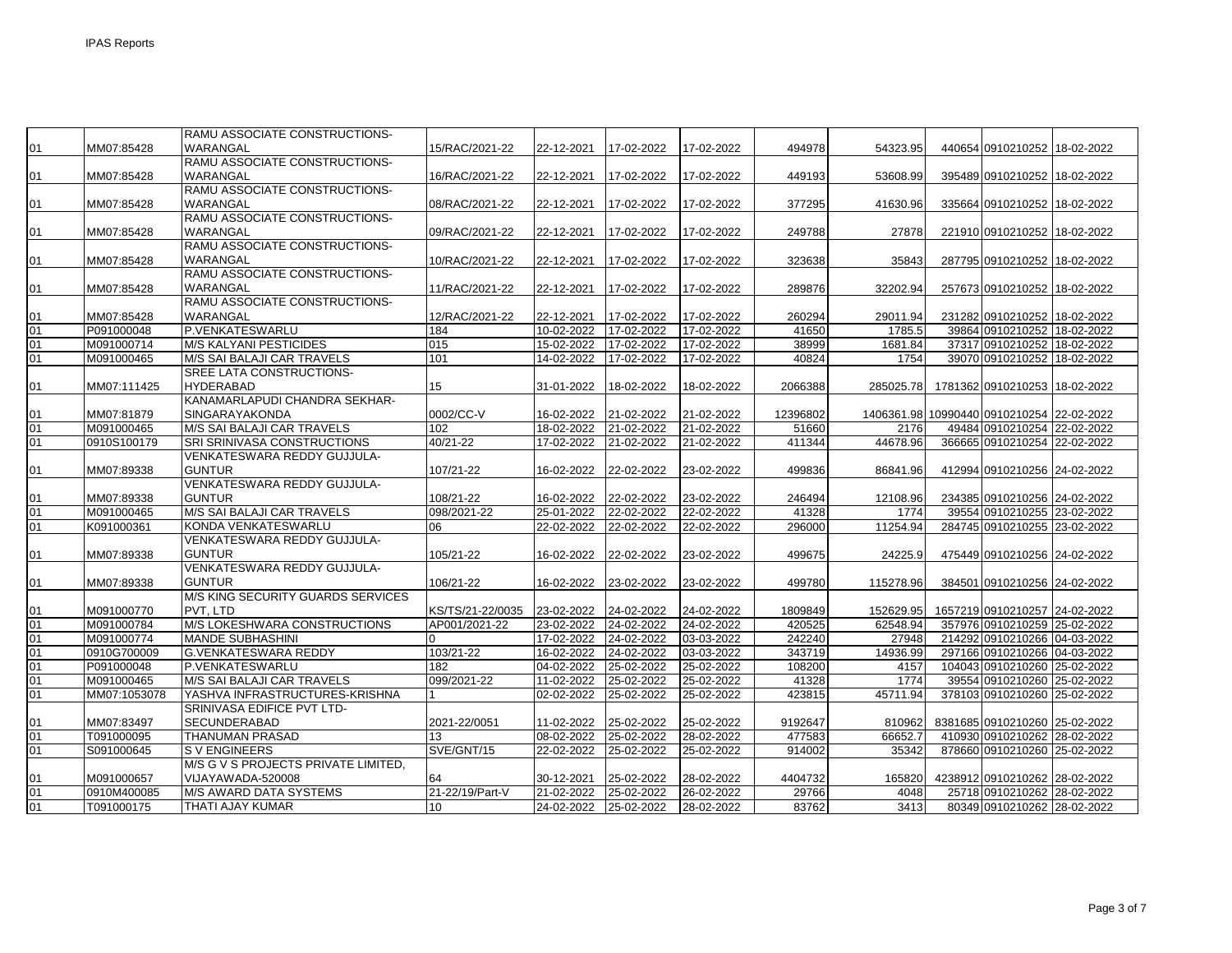| | | | | | | | | | | | |
|---|---|---|---|---|---|---|---|---|---|---|---|
| 01 | MM07:85428 | RAMU ASSOCIATE CONSTRUCTIONS-WARANGAL | 15/RAC/2021-22 | 22-12-2021 | 17-02-2022 | 17-02-2022 | 494978 | 54323.95 | 440654 | 0910210252 | 18-02-2022 |
| 01 | MM07:85428 | RAMU ASSOCIATE CONSTRUCTIONS-WARANGAL | 16/RAC/2021-22 | 22-12-2021 | 17-02-2022 | 17-02-2022 | 449193 | 53608.99 | 395489 | 0910210252 | 18-02-2022 |
| 01 | MM07:85428 | RAMU ASSOCIATE CONSTRUCTIONS-WARANGAL | 08/RAC/2021-22 | 22-12-2021 | 17-02-2022 | 17-02-2022 | 377295 | 41630.96 | 335664 | 0910210252 | 18-02-2022 |
| 01 | MM07:85428 | RAMU ASSOCIATE CONSTRUCTIONS-WARANGAL | 09/RAC/2021-22 | 22-12-2021 | 17-02-2022 | 17-02-2022 | 249788 | 27878 | 221910 | 0910210252 | 18-02-2022 |
| 01 | MM07:85428 | RAMU ASSOCIATE CONSTRUCTIONS-WARANGAL | 10/RAC/2021-22 | 22-12-2021 | 17-02-2022 | 17-02-2022 | 323638 | 35843 | 287795 | 0910210252 | 18-02-2022 |
| 01 | MM07:85428 | RAMU ASSOCIATE CONSTRUCTIONS-WARANGAL | 11/RAC/2021-22 | 22-12-2021 | 17-02-2022 | 17-02-2022 | 289876 | 32202.94 | 257673 | 0910210252 | 18-02-2022 |
| 01 | MM07:85428 | RAMU ASSOCIATE CONSTRUCTIONS-WARANGAL | 12/RAC/2021-22 | 22-12-2021 | 17-02-2022 | 17-02-2022 | 260294 | 29011.94 | 231282 | 0910210252 | 18-02-2022 |
| 01 | P091000048 | P.VENKATESWARLU | 184 | 10-02-2022 | 17-02-2022 | 17-02-2022 | 41650 | 1785.5 | 39864 | 0910210252 | 18-02-2022 |
| 01 | M091000714 | M/S KALYANI PESTICIDES | 015 | 15-02-2022 | 17-02-2022 | 17-02-2022 | 38999 | 1681.84 | 37317 | 0910210252 | 18-02-2022 |
| 01 | M091000465 | M/S SAI BALAJI CAR TRAVELS | 101 | 14-02-2022 | 17-02-2022 | 17-02-2022 | 40824 | 1754 | 39070 | 0910210252 | 18-02-2022 |
| 01 | MM07:111425 | SREE LATA CONSTRUCTIONS-HYDERABAD | 15 | 31-01-2022 | 18-02-2022 | 18-02-2022 | 2066388 | 285025.78 | 1781362 | 0910210253 | 18-02-2022 |
| 01 | MM07:81879 | KANAMARLAPUDI CHANDRA SEKHAR-SINGARAYAKONDA | 0002/CC-V | 16-02-2022 | 21-02-2022 | 21-02-2022 | 12396802 | 1406361.98 | 10990440 | 0910210254 | 22-02-2022 |
| 01 | M091000465 | M/S SAI BALAJI CAR TRAVELS | 102 | 18-02-2022 | 21-02-2022 | 21-02-2022 | 51660 | 2176 | 49484 | 0910210254 | 22-02-2022 |
| 01 | 0910S100179 | SRI SRINIVASA CONSTRUCTIONS | 40/21-22 | 17-02-2022 | 21-02-2022 | 21-02-2022 | 411344 | 44678.96 | 366665 | 0910210254 | 22-02-2022 |
| 01 | MM07:89338 | VENKATESWARA REDDY GUJJULA-GUNTUR | 107/21-22 | 16-02-2022 | 22-02-2022 | 23-02-2022 | 499836 | 86841.96 | 412994 | 0910210256 | 24-02-2022 |
| 01 | MM07:89338 | VENKATESWARA REDDY GUJJULA-GUNTUR | 108/21-22 | 16-02-2022 | 22-02-2022 | 23-02-2022 | 246494 | 12108.96 | 234385 | 0910210256 | 24-02-2022 |
| 01 | M091000465 | M/S SAI BALAJI CAR TRAVELS | 098/2021-22 | 25-01-2022 | 22-02-2022 | 22-02-2022 | 41328 | 1774 | 39554 | 0910210255 | 23-02-2022 |
| 01 | K091000361 | KONDA VENKATESWARLU | 06 | 22-02-2022 | 22-02-2022 | 22-02-2022 | 296000 | 11254.94 | 284745 | 0910210255 | 23-02-2022 |
| 01 | MM07:89338 | VENKATESWARA REDDY GUJJULA-GUNTUR | 105/21-22 | 16-02-2022 | 22-02-2022 | 23-02-2022 | 499675 | 24225.9 | 475449 | 0910210256 | 24-02-2022 |
| 01 | MM07:89338 | VENKATESWARA REDDY GUJJULA-GUNTUR | 106/21-22 | 16-02-2022 | 23-02-2022 | 23-02-2022 | 499780 | 115278.96 | 384501 | 0910210256 | 24-02-2022 |
| 01 | M091000770 | M/S KING SECURITY GUARDS SERVICES PVT, LTD | KS/TS/21-22/0035 | 23-02-2022 | 24-02-2022 | 24-02-2022 | 1809849 | 152629.95 | 1657219 | 0910210257 | 24-02-2022 |
| 01 | M091000784 | M/S LOKESHWARA CONSTRUCTIONS | AP001/2021-22 | 23-02-2022 | 24-02-2022 | 24-02-2022 | 420525 | 62548.94 | 357976 | 0910210259 | 25-02-2022 |
| 01 | M091000774 | MANDE SUBHASHINI | 0 | 17-02-2022 | 24-02-2022 | 03-03-2022 | 242240 | 27948 | 214292 | 0910210266 | 04-03-2022 |
| 01 | 0910G700009 | G.VENKATESWARA REDDY | 103/21-22 | 16-02-2022 | 24-02-2022 | 03-03-2022 | 343719 | 14936.99 | 297166 | 0910210266 | 04-03-2022 |
| 01 | P091000048 | P.VENKATESWARLU | 182 | 04-02-2022 | 25-02-2022 | 25-02-2022 | 108200 | 4157 | 104043 | 0910210260 | 25-02-2022 |
| 01 | M091000465 | M/S SAI BALAJI CAR TRAVELS | 099/2021-22 | 11-02-2022 | 25-02-2022 | 25-02-2022 | 41328 | 1774 | 39554 | 0910210260 | 25-02-2022 |
| 01 | MM07:1053078 | YASHVA INFRASTRUCTURES-KRISHNA | 1 | 02-02-2022 | 25-02-2022 | 25-02-2022 | 423815 | 45711.94 | 378103 | 0910210260 | 25-02-2022 |
| 01 | MM07:83497 | SRINIVASA EDIFICE PVT LTD-SECUNDERABAD | 2021-22/0051 | 11-02-2022 | 25-02-2022 | 25-02-2022 | 9192647 | 810962 | 8381685 | 0910210260 | 25-02-2022 |
| 01 | T091000095 | THANUMAN PRASAD | 13 | 08-02-2022 | 25-02-2022 | 28-02-2022 | 477583 | 66652.7 | 410930 | 0910210262 | 28-02-2022 |
| 01 | S091000645 | S V ENGINEERS | SVE/GNT/15 | 22-02-2022 | 25-02-2022 | 25-02-2022 | 914002 | 35342 | 878660 | 0910210260 | 25-02-2022 |
| 01 | M091000657 | M/S G V S PROJECTS PRIVATE LIMITED, VIJAYAWADA-520008 | 64 | 30-12-2021 | 25-02-2022 | 28-02-2022 | 4404732 | 165820 | 4238912 | 0910210262 | 28-02-2022 |
| 01 | 0910M400085 | M/S AWARD DATA SYSTEMS | 21-22/19/Part-V | 21-02-2022 | 25-02-2022 | 26-02-2022 | 29766 | 4048 | 25718 | 0910210262 | 28-02-2022 |
| 01 | T091000175 | THATI AJAY KUMAR | 10 | 24-02-2022 | 25-02-2022 | 28-02-2022 | 83762 | 3413 | 80349 | 0910210262 | 28-02-2022 |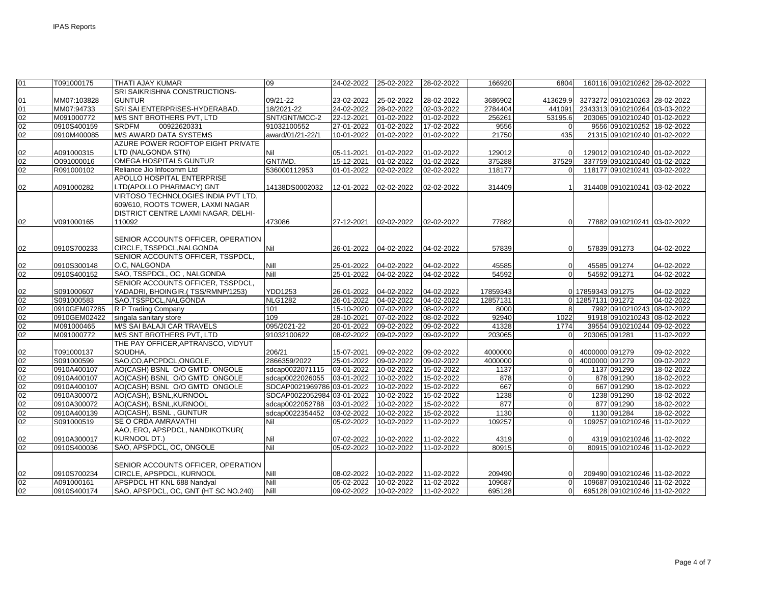| | | | | | | | | | | | | |
|---|---|---|---|---|---|---|---|---|---|---|---|---|
| 01 | T091000175 | THATI AJAY KUMAR | 09 | 24-02-2022 | 25-02-2022 | 28-02-2022 | 166920 | 6804 | 160116 | 0910210262 | 28-02-2022 |
| 01 | MM07:103828 | SRI SAIKRISHNA CONSTRUCTIONS-GUNTUR | 09/21-22 | 23-02-2022 | 25-02-2022 | 28-02-2022 | 3686902 | 413629.9 | 3273272 | 0910210263 | 28-02-2022 |
| 01 | MM07:94733 | SRI SAI ENTERPRISES-HYDERABAD. | 18/2021-22 | 24-02-2022 | 28-02-2022 | 02-03-2022 | 2784404 | 441091 | 2343313 | 0910210264 | 03-03-2022 |
| 02 | M091000772 | M/S SNT BROTHERS PVT, LTD | SNT/GNT/MCC-2 | 22-12-2021 | 01-02-2022 | 01-02-2022 | 256261 | 53195.6 | 203065 | 0910210240 | 01-02-2022 |
| 02 | 0910S400159 | SRDFM 00922620331 | 91032100552 | 27-01-2022 | 01-02-2022 | 17-02-2022 | 9556 | 0 | 9556 | 0910210252 | 18-02-2022 |
| 02 | 0910M400085 | M/S AWARD DATA SYSTEMS | award/01/21-22/1 | 10-01-2022 | 01-02-2022 | 01-02-2022 | 21750 | 435 | 21315 | 0910210240 | 01-02-2022 |
| 02 | A091000315 | AZURE POWER ROOFTOP EIGHT PRIVATE LTD (NALGONDA STN) | Nil | 05-11-2021 | 01-02-2022 | 01-02-2022 | 129012 | 0 | 129012 | 0910210240 | 01-02-2022 |
| 02 | O091000016 | OMEGA HOSPITALS GUNTUR | GNT/MD. | 15-12-2021 | 01-02-2022 | 01-02-2022 | 375288 | 37529 | 337759 | 0910210240 | 01-02-2022 |
| 02 | R091000102 | Reliance Jio Infocomm Ltd | 536000112953 | 01-01-2022 | 02-02-2022 | 02-02-2022 | 118177 | 0 | 118177 | 0910210241 | 03-02-2022 |
| 02 | A091000282 | APOLLO HOSPITAL ENTERPRISE LTD(APOLLO PHARMACY) GNT | 14138DS0002032 | 12-01-2022 | 02-02-2022 | 02-02-2022 | 314409 | 1 | 314408 | 0910210241 | 03-02-2022 |
| 02 | V091000165 | VIRTOSO TECHNOLOGIES INDIA PVT LTD, 609/610, ROOTS TOWER, LAXMI NAGAR DISTRICT CENTRE LAXMI NAGAR, DELHI-110092 | 473086 | 27-12-2021 | 02-02-2022 | 02-02-2022 | 77882 | 0 | 77882 | 0910210241 | 03-02-2022 |
| 02 | 0910S700233 | SENIOR ACCOUNTS OFFICER, OPERATION CIRCLE, TSSPDCL,NALGONDA | Nil | 26-01-2022 | 04-02-2022 | 04-02-2022 | 57839 | 0 | 57839 | 091273 | 04-02-2022 |
| 02 | 0910S300148 | SENIOR ACCOUNTS OFFICER, TSSPDCL, O.C, NALGONDA | Nill | 25-01-2022 | 04-02-2022 | 04-02-2022 | 45585 | 0 | 45585 | 091274 | 04-02-2022 |
| 02 | 0910S400152 | SAO, TSSPDCL, OC , NALGONDA | Nill | 25-01-2022 | 04-02-2022 | 04-02-2022 | 54592 | 0 | 54592 | 091271 | 04-02-2022 |
| 02 | S091000607 | SENIOR ACCOUNTS OFFICER, TSSPDCL, YADADRI, BHOINGIR.( TSS/RMNP/1253) | YDD1253 | 26-01-2022 | 04-02-2022 | 04-02-2022 | 17859343 | 0 | 17859343 | 091275 | 04-02-2022 |
| 02 | S091000583 | SAO,TSSPDCL,NALGONDA | NLG1282 | 26-01-2022 | 04-02-2022 | 04-02-2022 | 12857131 | 0 | 12857131 | 091272 | 04-02-2022 |
| 02 | 0910GEM07285 | R P Trading Company | 101 | 15-10-2020 | 07-02-2022 | 08-02-2022 | 8000 | 8 | 7992 | 0910210243 | 08-02-2022 |
| 02 | 0910GEM02422 | singala sanitary store | 109 | 28-10-2021 | 07-02-2022 | 08-02-2022 | 92940 | 1022 | 91918 | 0910210243 | 08-02-2022 |
| 02 | M091000465 | M/S SAI BALAJI CAR TRAVELS | 095/2021-22 | 20-01-2022 | 09-02-2022 | 09-02-2022 | 41328 | 1774 | 39554 | 0910210244 | 09-02-2022 |
| 02 | M091000772 | M/S SNT BROTHERS PVT, LTD | 91032100622 | 08-02-2022 | 09-02-2022 | 09-02-2022 | 203065 | 0 | 203065 | 091281 | 11-02-2022 |
| 02 | T091000137 | THE PAY OFFICER,APTRANSCO, VIDYUT SOUDHA. | 206/21 | 15-07-2021 | 09-02-2022 | 09-02-2022 | 4000000 | 0 | 4000000 | 091279 | 09-02-2022 |
| 02 | S091000599 | SAO,CO,APCPDCL,ONGOLE, | 2866359/2022 | 25-01-2022 | 09-02-2022 | 09-02-2022 | 4000000 | 0 | 4000000 | 091279 | 09-02-2022 |
| 02 | 0910A400107 | AO(CASH) BSNL O/O GMTD ONGOLE | sdcap0022071115 | 03-01-2022 | 10-02-2022 | 15-02-2022 | 1137 | 0 | 1137 | 091290 | 18-02-2022 |
| 02 | 0910A400107 | AO(CASH) BSNL O/O GMTD ONGOLE | sdcap0022026055 | 03-01-2022 | 10-02-2022 | 15-02-2022 | 878 | 0 | 878 | 091290 | 18-02-2022 |
| 02 | 0910A400107 | AO(CASH) BSNL O/O GMTD ONGOLE | SDCAP0021969786 | 03-01-2022 | 10-02-2022 | 15-02-2022 | 667 | 0 | 667 | 091290 | 18-02-2022 |
| 02 | 0910A300072 | AO(CASH), BSNL,KURNOOL | SDCAP0022052984 | 03-01-2022 | 10-02-2022 | 15-02-2022 | 1238 | 0 | 1238 | 091290 | 18-02-2022 |
| 02 | 0910A300072 | AO(CASH), BSNL,KURNOOL | sdcap0022052788 | 03-01-2022 | 10-02-2022 | 15-02-2022 | 877 | 0 | 877 | 091290 | 18-02-2022 |
| 02 | 0910A400139 | AO(CASH), BSNL , GUNTUR | sdcap0022354452 | 03-02-2022 | 10-02-2022 | 15-02-2022 | 1130 | 0 | 1130 | 091284 | 18-02-2022 |
| 02 | S091000519 | SE O CRDA AMRAVATHI | Nil | 05-02-2022 | 10-02-2022 | 11-02-2022 | 109257 | 0 | 109257 | 0910210246 | 11-02-2022 |
| 02 | 0910A300017 | AAO, ERO, APSPDCL, NANDIKOTKUR( KURNOOL DT.) | Nil | 07-02-2022 | 10-02-2022 | 11-02-2022 | 4319 | 0 | 4319 | 0910210246 | 11-02-2022 |
| 02 | 0910S400036 | SAO, APSPDCL, OC, ONGOLE | Nil | 05-02-2022 | 10-02-2022 | 11-02-2022 | 80915 | 0 | 80915 | 0910210246 | 11-02-2022 |
| 02 | 0910S700234 | SENIOR ACCOUNTS OFFICER, OPERATION CIRCLE, APSPDCL, KURNOOL | Nill | 08-02-2022 | 10-02-2022 | 11-02-2022 | 209490 | 0 | 209490 | 0910210246 | 11-02-2022 |
| 02 | A091000161 | APSPDCL HT KNL 688 Nandyal | Nill | 05-02-2022 | 10-02-2022 | 11-02-2022 | 109687 | 0 | 109687 | 0910210246 | 11-02-2022 |
| 02 | 0910S400174 | SAO, APSPDCL, OC, GNT (HT SC NO.240) | Nill | 09-02-2022 | 10-02-2022 | 11-02-2022 | 695128 | 0 | 695128 | 0910210246 | 11-02-2022 |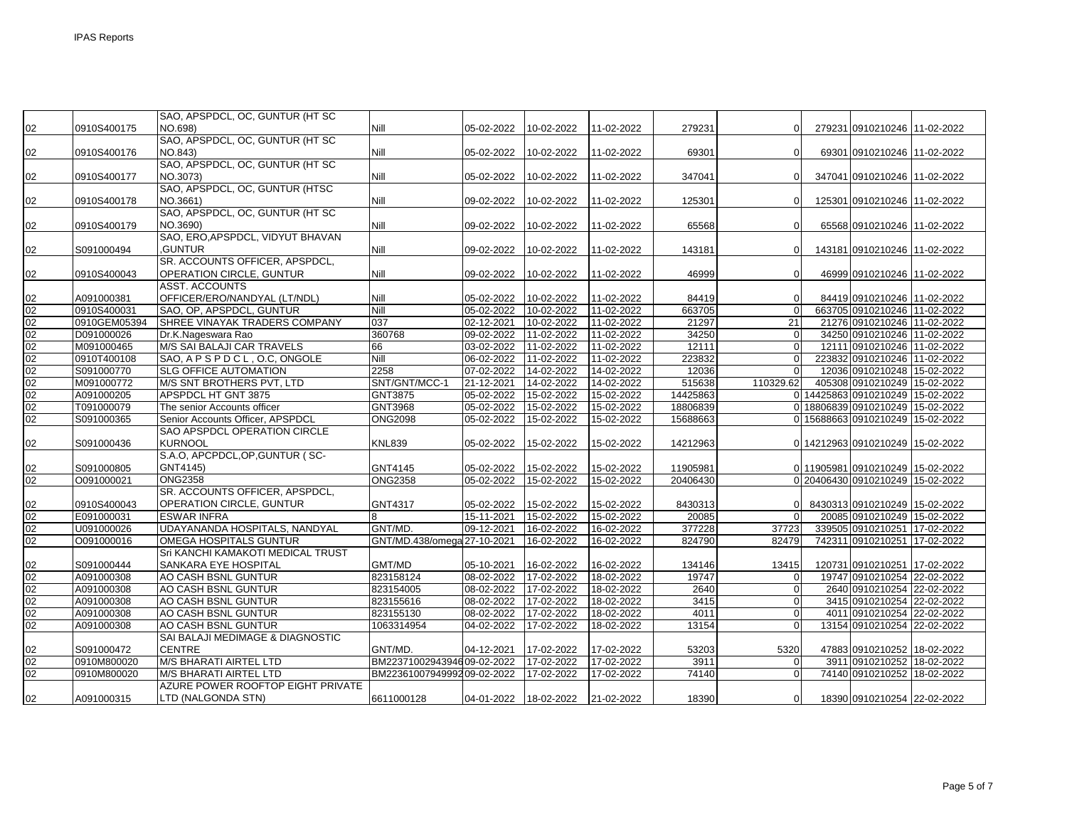| | | | | | | | | | | | |
|---|---|---|---|---|---|---|---|---|---|---|---|
| 02 | 0910S400175 | SAO, APSPDCL, OC, GUNTUR (HT SC NO.698) | Nill | 05-02-2022 | 10-02-2022 | 11-02-2022 | 279231 | 0 | 279231 | 0910210246 | 11-02-2022 |
| 02 | 0910S400176 | SAO, APSPDCL, OC, GUNTUR (HT SC NO.843) | Nill | 05-02-2022 | 10-02-2022 | 11-02-2022 | 69301 | 0 | 69301 | 0910210246 | 11-02-2022 |
| 02 | 0910S400177 | SAO, APSPDCL, OC, GUNTUR (HT SC NO.3073) | Nill | 05-02-2022 | 10-02-2022 | 11-02-2022 | 347041 | 0 | 347041 | 0910210246 | 11-02-2022 |
| 02 | 0910S400178 | SAO, APSPDCL, OC, GUNTUR (HTSC NO.3661) | Nill | 09-02-2022 | 10-02-2022 | 11-02-2022 | 125301 | 0 | 125301 | 0910210246 | 11-02-2022 |
| 02 | 0910S400179 | SAO, APSPDCL, OC, GUNTUR (HT SC NO.3690) | Nill | 09-02-2022 | 10-02-2022 | 11-02-2022 | 65568 | 0 | 65568 | 0910210246 | 11-02-2022 |
| 02 | S091000494 | SAO, ERO,APSPDCL, VIDYUT BHAVAN ,GUNTUR | Nill | 09-02-2022 | 10-02-2022 | 11-02-2022 | 143181 | 0 | 143181 | 0910210246 | 11-02-2022 |
| 02 | 0910S400043 | SR. ACCOUNTS OFFICER, APSPDCL, OPERATION CIRCLE, GUNTUR | Nill | 09-02-2022 | 10-02-2022 | 11-02-2022 | 46999 | 0 | 46999 | 0910210246 | 11-02-2022 |
| 02 | A091000381 | ASST. ACCOUNTS OFFICER/ERO/NANDYAL (LT/NDL) | Nill | 05-02-2022 | 10-02-2022 | 11-02-2022 | 84419 | 0 | 84419 | 0910210246 | 11-02-2022 |
| 02 | 0910S400031 | SAO, OP, APSPDCL, GUNTUR | Nill | 05-02-2022 | 10-02-2022 | 11-02-2022 | 663705 | 0 | 663705 | 0910210246 | 11-02-2022 |
| 02 | 0910GEM05394 | SHREE VINAYAK TRADERS COMPANY | 037 | 02-12-2021 | 10-02-2022 | 11-02-2022 | 21297 | 21 | 21276 | 0910210246 | 11-02-2022 |
| 02 | D091000026 | Dr.K.Nageswara Rao | 360768 | 09-02-2022 | 11-02-2022 | 11-02-2022 | 34250 | 0 | 34250 | 0910210246 | 11-02-2022 |
| 02 | M091000465 | M/S SAI BALAJI CAR TRAVELS | 66 | 03-02-2022 | 11-02-2022 | 11-02-2022 | 12111 | 0 | 12111 | 0910210246 | 11-02-2022 |
| 02 | 0910T400108 | SAO, A P S P D C L , O.C, ONGOLE | Nill | 06-02-2022 | 11-02-2022 | 11-02-2022 | 223832 | 0 | 223832 | 0910210246 | 11-02-2022 |
| 02 | S091000770 | SLG OFFICE AUTOMATION | 2258 | 07-02-2022 | 14-02-2022 | 14-02-2022 | 12036 | 0 | 12036 | 0910210248 | 15-02-2022 |
| 02 | M091000772 | M/S SNT BROTHERS PVT, LTD | SNT/GNT/MCC-1 | 21-12-2021 | 14-02-2022 | 14-02-2022 | 515638 | 110329.62 | 405308 | 0910210249 | 15-02-2022 |
| 02 | A091000205 | APSPDCL HT GNT 3875 | GNT3875 | 05-02-2022 | 15-02-2022 | 15-02-2022 | 14425863 | 0 | 14425863 | 0910210249 | 15-02-2022 |
| 02 | T091000079 | The senior Accounts officer | GNT3968 | 05-02-2022 | 15-02-2022 | 15-02-2022 | 18806839 | 0 | 18806839 | 0910210249 | 15-02-2022 |
| 02 | S091000365 | Senior Accounts Officer, APSPDCL | ONG2098 | 05-02-2022 | 15-02-2022 | 15-02-2022 | 15688663 | 0 | 15688663 | 0910210249 | 15-02-2022 |
| 02 | S091000436 | SAO APSPDCL OPERATION CIRCLE KURNOOL | KNL839 | 05-02-2022 | 15-02-2022 | 15-02-2022 | 14212963 | 0 | 14212963 | 0910210249 | 15-02-2022 |
| 02 | S091000805 | S.A.O, APCPDCL,OP,GUNTUR ( SC-GNT4145) | GNT4145 | 05-02-2022 | 15-02-2022 | 15-02-2022 | 11905981 | 0 | 11905981 | 0910210249 | 15-02-2022 |
| 02 | O091000021 | ONG2358 | ONG2358 | 05-02-2022 | 15-02-2022 | 15-02-2022 | 20406430 | 0 | 20406430 | 0910210249 | 15-02-2022 |
| 02 | 0910S400043 | SR. ACCOUNTS OFFICER, APSPDCL, OPERATION CIRCLE, GUNTUR | GNT4317 | 05-02-2022 | 15-02-2022 | 15-02-2022 | 8430313 | 0 | 8430313 | 0910210249 | 15-02-2022 |
| 02 | E091000031 | ESWAR INFRA | 8 | 15-11-2021 | 15-02-2022 | 15-02-2022 | 20085 | 0 | 20085 | 0910210249 | 15-02-2022 |
| 02 | U091000026 | UDAYANANDA HOSPITALS, NANDYAL | GNT/MD. | 09-12-2021 | 16-02-2022 | 16-02-2022 | 377228 | 37723 | 339505 | 0910210251 | 17-02-2022 |
| 02 | O091000016 | OMEGA HOSPITALS GUNTUR | GNT/MD.438/omega | 27-10-2021 | 16-02-2022 | 16-02-2022 | 824790 | 82479 | 742311 | 0910210251 | 17-02-2022 |
| 02 | S091000444 | Sri KANCHI KAMAKOTI MEDICAL TRUST SANKARA EYE HOSPITAL | GMT/MD | 05-10-2021 | 16-02-2022 | 16-02-2022 | 134146 | 13415 | 120731 | 0910210251 | 17-02-2022 |
| 02 | A091000308 | AO CASH BSNL GUNTUR | 823158124 | 08-02-2022 | 17-02-2022 | 18-02-2022 | 19747 | 0 | 19747 | 0910210254 | 22-02-2022 |
| 02 | A091000308 | AO CASH BSNL GUNTUR | 823154005 | 08-02-2022 | 17-02-2022 | 18-02-2022 | 2640 | 0 | 2640 | 0910210254 | 22-02-2022 |
| 02 | A091000308 | AO CASH BSNL GUNTUR | 823155616 | 08-02-2022 | 17-02-2022 | 18-02-2022 | 3415 | 0 | 3415 | 0910210254 | 22-02-2022 |
| 02 | A091000308 | AO CASH BSNL GUNTUR | 823155130 | 08-02-2022 | 17-02-2022 | 18-02-2022 | 4011 | 0 | 4011 | 0910210254 | 22-02-2022 |
| 02 | A091000308 | AO CASH BSNL GUNTUR | 1063314954 | 04-02-2022 | 17-02-2022 | 18-02-2022 | 13154 | 0 | 13154 | 0910210254 | 22-02-2022 |
| 02 | S091000472 | SAI BALAJI MEDIMAGE & DIAGNOSTIC CENTRE | GNT/MD. | 04-12-2021 | 17-02-2022 | 17-02-2022 | 53203 | 5320 | 47883 | 0910210252 | 18-02-2022 |
| 02 | 0910M800020 | M/S BHARATI AIRTEL LTD | BM22371002943946 | 09-02-2022 | 17-02-2022 | 17-02-2022 | 3911 | 0 | 3911 | 0910210252 | 18-02-2022 |
| 02 | 0910M800020 | M/S BHARATI AIRTEL LTD | BM22361007949992 | 09-02-2022 | 17-02-2022 | 17-02-2022 | 74140 | 0 | 74140 | 0910210252 | 18-02-2022 |
| 02 | A091000315 | AZURE POWER ROOFTOP EIGHT PRIVATE LTD (NALGONDA STN) | 6611000128 | 04-01-2022 | 18-02-2022 | 21-02-2022 | 18390 | 0 | 18390 | 0910210254 | 22-02-2022 |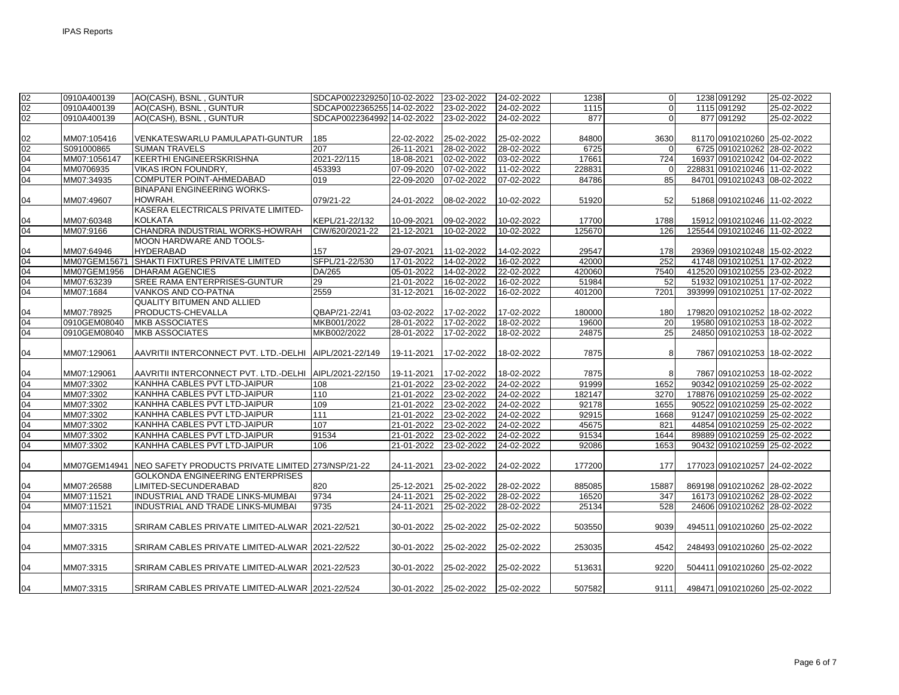| | | | | | | | | | | | |
|---|---|---|---|---|---|---|---|---|---|---|---|
| 02 | 0910A400139 | AO(CASH), BSNL , GUNTUR | SDCAP0022329250 | 10-02-2022 | 23-02-2022 | 24-02-2022 | 1238 | 0 | 1238 | 091292 | 25-02-2022 |
| 02 | 0910A400139 | AO(CASH), BSNL , GUNTUR | SDCAP0022365255 | 14-02-2022 | 23-02-2022 | 24-02-2022 | 1115 | 0 | 1115 | 091292 | 25-02-2022 |
| 02 | 0910A400139 | AO(CASH), BSNL , GUNTUR | SDCAP0022364992 | 14-02-2022 | 23-02-2022 | 24-02-2022 | 877 | 0 | 877 | 091292 | 25-02-2022 |
| 02 | MM07:105416 | VENKATESWARLU PAMULAPATI-GUNTUR | 185 | 22-02-2022 | 25-02-2022 | 25-02-2022 | 84800 | 3630 | 81170 | 0910210260 | 25-02-2022 |
| 02 | S091000865 | SUMAN TRAVELS | 207 | 26-11-2021 | 28-02-2022 | 28-02-2022 | 6725 | 0 | 6725 | 0910210262 | 28-02-2022 |
| 04 | MM07:1056147 | KEERTHI ENGINEERSKRISHNA | 2021-22/115 | 18-08-2021 | 02-02-2022 | 03-02-2022 | 17661 | 724 | 16937 | 0910210242 | 04-02-2022 |
| 04 | MM0706935 | VIKAS IRON FOUNDRY, | 453393 | 07-09-2020 | 07-02-2022 | 11-02-2022 | 228831 | 0 | 228831 | 0910210246 | 11-02-2022 |
| 04 | MM07:34935 | COMPUTER POINT-AHMEDABAD | 019 | 22-09-2020 | 07-02-2022 | 07-02-2022 | 84786 | 85 | 84701 | 0910210243 | 08-02-2022 |
| 04 | MM07:49607 | BINAPANI ENGINEERING WORKS-HOWRAH. | 079/21-22 | 24-01-2022 | 08-02-2022 | 10-02-2022 | 51920 | 52 | 51868 | 0910210246 | 11-02-2022 |
| 04 | MM07:60348 | KASERA ELECTRICALS PRIVATE LIMITED-KOLKATA | KEPL/21-22/132 | 10-09-2021 | 09-02-2022 | 10-02-2022 | 17700 | 1788 | 15912 | 0910210246 | 11-02-2022 |
| 04 | MM07:9166 | CHANDRA INDUSTRIAL WORKS-HOWRAH | CIW/620/2021-22 | 21-12-2021 | 10-02-2022 | 10-02-2022 | 125670 | 126 | 125544 | 0910210246 | 11-02-2022 |
| 04 | MM07:64946 | MOON HARDWARE AND TOOLS-HYDERABAD | 157 | 29-07-2021 | 11-02-2022 | 14-02-2022 | 29547 | 178 | 29369 | 0910210248 | 15-02-2022 |
| 04 | MM07GEM15671 | SHAKTI FIXTURES PRIVATE LIMITED | SFPL/21-22/530 | 17-01-2022 | 14-02-2022 | 16-02-2022 | 42000 | 252 | 41748 | 0910210251 | 17-02-2022 |
| 04 | MM07GEM1956 | DHARAM AGENCIES | DA/265 | 05-01-2022 | 14-02-2022 | 22-02-2022 | 420060 | 7540 | 412520 | 0910210255 | 23-02-2022 |
| 04 | MM07:63239 | SREE RAMA ENTERPRISES-GUNTUR | 29 | 21-01-2022 | 16-02-2022 | 16-02-2022 | 51984 | 52 | 51932 | 0910210251 | 17-02-2022 |
| 04 | MM07:1684 | VANKOS AND CO-PATNA | 2559 | 31-12-2021 | 16-02-2022 | 16-02-2022 | 401200 | 7201 | 393999 | 0910210251 | 17-02-2022 |
| 04 | MM07:78925 | QUALITY BITUMEN AND ALLIED PRODUCTS-CHEVALLA | QBAP/21-22/41 | 03-02-2022 | 17-02-2022 | 17-02-2022 | 180000 | 180 | 179820 | 0910210252 | 18-02-2022 |
| 04 | 0910GEM08040 | MKB ASSOCIATES | MKB001/2022 | 28-01-2022 | 17-02-2022 | 18-02-2022 | 19600 | 20 | 19580 | 0910210253 | 18-02-2022 |
| 04 | 0910GEM08040 | MKB ASSOCIATES | MKB002/2022 | 28-01-2022 | 17-02-2022 | 18-02-2022 | 24875 | 25 | 24850 | 0910210253 | 18-02-2022 |
| 04 | MM07:129061 | AAVRITII INTERCONNECT PVT. LTD.-DELHI | AIPL/2021-22/149 | 19-11-2021 | 17-02-2022 | 18-02-2022 | 7875 | 8 | 7867 | 0910210253 | 18-02-2022 |
| 04 | MM07:129061 | AAVRITII INTERCONNECT PVT. LTD.-DELHI | AIPL/2021-22/150 | 19-11-2021 | 17-02-2022 | 18-02-2022 | 7875 | 8 | 7867 | 0910210253 | 18-02-2022 |
| 04 | MM07:3302 | KANHHA CABLES PVT LTD-JAIPUR | 108 | 21-01-2022 | 23-02-2022 | 24-02-2022 | 91999 | 1652 | 90342 | 0910210259 | 25-02-2022 |
| 04 | MM07:3302 | KANHHA CABLES PVT LTD-JAIPUR | 110 | 21-01-2022 | 23-02-2022 | 24-02-2022 | 182147 | 3270 | 178876 | 0910210259 | 25-02-2022 |
| 04 | MM07:3302 | KANHHA CABLES PVT LTD-JAIPUR | 109 | 21-01-2022 | 23-02-2022 | 24-02-2022 | 92178 | 1655 | 90522 | 0910210259 | 25-02-2022 |
| 04 | MM07:3302 | KANHHA CABLES PVT LTD-JAIPUR | 111 | 21-01-2022 | 23-02-2022 | 24-02-2022 | 92915 | 1668 | 91247 | 0910210259 | 25-02-2022 |
| 04 | MM07:3302 | KANHHA CABLES PVT LTD-JAIPUR | 107 | 21-01-2022 | 23-02-2022 | 24-02-2022 | 45675 | 821 | 44854 | 0910210259 | 25-02-2022 |
| 04 | MM07:3302 | KANHHA CABLES PVT LTD-JAIPUR | 91534 | 21-01-2022 | 23-02-2022 | 24-02-2022 | 91534 | 1644 | 89889 | 0910210259 | 25-02-2022 |
| 04 | MM07:3302 | KANHHA CABLES PVT LTD-JAIPUR | 106 | 21-01-2022 | 23-02-2022 | 24-02-2022 | 92086 | 1653 | 90432 | 0910210259 | 25-02-2022 |
| 04 | MM07GEM14941 | NEO SAFETY PRODUCTS PRIVATE LIMITED | 273/NSP/21-22 | 24-11-2021 | 23-02-2022 | 24-02-2022 | 177200 | 177 | 177023 | 0910210257 | 24-02-2022 |
| 04 | MM07:26588 | GOLKONDA ENGINEERING ENTERPRISES LIMITED-SECUNDERABAD | 820 | 25-12-2021 | 25-02-2022 | 28-02-2022 | 885085 | 15887 | 869198 | 0910210262 | 28-02-2022 |
| 04 | MM07:11521 | INDUSTRIAL AND TRADE LINKS-MUMBAI | 9734 | 24-11-2021 | 25-02-2022 | 28-02-2022 | 16520 | 347 | 16173 | 0910210262 | 28-02-2022 |
| 04 | MM07:11521 | INDUSTRIAL AND TRADE LINKS-MUMBAI | 9735 | 24-11-2021 | 25-02-2022 | 28-02-2022 | 25134 | 528 | 24606 | 0910210262 | 28-02-2022 |
| 04 | MM07:3315 | SRIRAM CABLES PRIVATE LIMITED-ALWAR | 2021-22/521 | 30-01-2022 | 25-02-2022 | 25-02-2022 | 503550 | 9039 | 494511 | 0910210260 | 25-02-2022 |
| 04 | MM07:3315 | SRIRAM CABLES PRIVATE LIMITED-ALWAR | 2021-22/522 | 30-01-2022 | 25-02-2022 | 25-02-2022 | 253035 | 4542 | 248493 | 0910210260 | 25-02-2022 |
| 04 | MM07:3315 | SRIRAM CABLES PRIVATE LIMITED-ALWAR | 2021-22/523 | 30-01-2022 | 25-02-2022 | 25-02-2022 | 513631 | 9220 | 504411 | 0910210260 | 25-02-2022 |
| 04 | MM07:3315 | SRIRAM CABLES PRIVATE LIMITED-ALWAR | 2021-22/524 | 30-01-2022 | 25-02-2022 | 25-02-2022 | 507582 | 9111 | 498471 | 0910210260 | 25-02-2022 |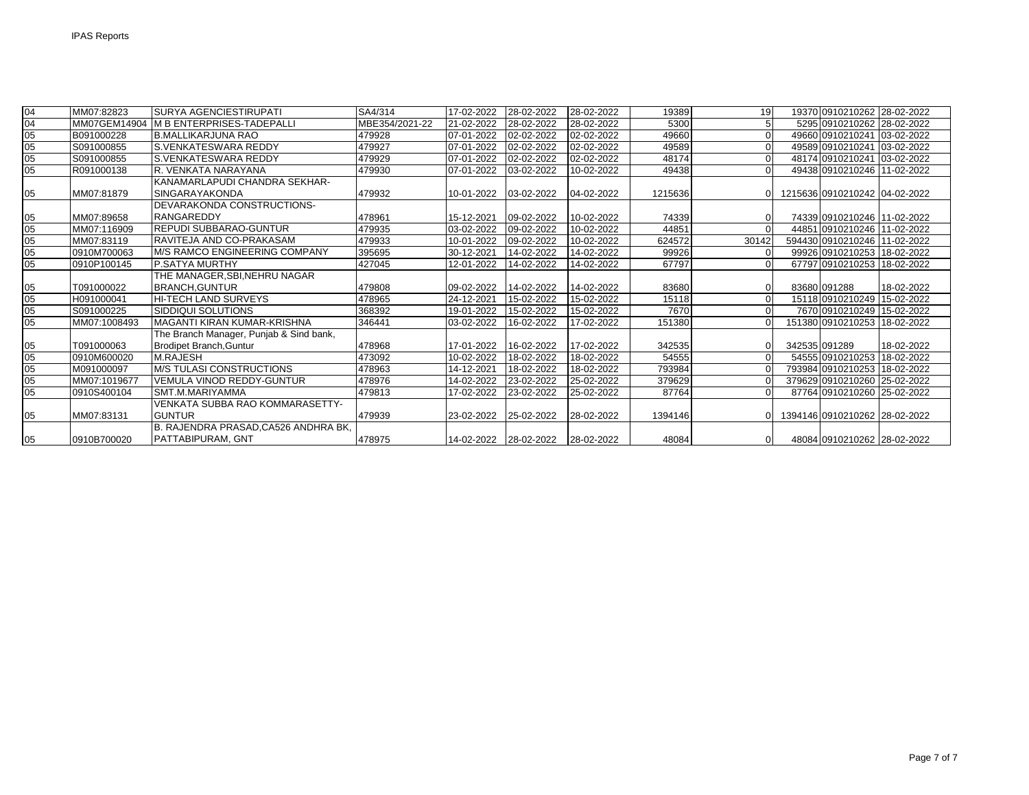| | | | | | | | | | | | |
|---|---|---|---|---|---|---|---|---|---|---|---|
| 04 | MM07:82823 | SURYA AGENCIESTIRUPATI | SA4/314 | 17-02-2022 | 28-02-2022 | 28-02-2022 | 19389 | 19 | 19370 | 0910210262 | 28-02-2022 |
| 04 | MM07GEM14904 | M B ENTERPRISES-TADEPALLI | MBE354/2021-22 | 21-02-2022 | 28-02-2022 | 28-02-2022 | 5300 | 5 | 5295 | 0910210262 | 28-02-2022 |
| 05 | B091000228 | B.MALLIKARJUNA RAO | 479928 | 07-01-2022 | 02-02-2022 | 02-02-2022 | 49660 | 0 | 49660 | 0910210241 | 03-02-2022 |
| 05 | S091000855 | S.VENKATESWARA REDDY | 479927 | 07-01-2022 | 02-02-2022 | 02-02-2022 | 49589 | 0 | 49589 | 0910210241 | 03-02-2022 |
| 05 | S091000855 | S.VENKATESWARA REDDY | 479929 | 07-01-2022 | 02-02-2022 | 02-02-2022 | 48174 | 0 | 48174 | 0910210241 | 03-02-2022 |
| 05 | R091000138 | R. VENKATA NARAYANA | 479930 | 07-01-2022 | 03-02-2022 | 10-02-2022 | 49438 | 0 | 49438 | 0910210246 | 11-02-2022 |
| 05 | MM07:81879 | KANAMARLAPUDI CHANDRA SEKHAR-SINGARAYAKONDA | 479932 | 10-01-2022 | 03-02-2022 | 04-02-2022 | 1215636 | 0 | 1215636 | 0910210242 | 04-02-2022 |
| 05 | MM07:89658 | DEVARAKONDA CONSTRUCTIONS-RANGAREDDY | 478961 | 15-12-2021 | 09-02-2022 | 10-02-2022 | 74339 | 0 | 74339 | 0910210246 | 11-02-2022 |
| 05 | MM07:116909 | REPUDI SUBBARAO-GUNTUR | 479935 | 03-02-2022 | 09-02-2022 | 10-02-2022 | 44851 | 0 | 44851 | 0910210246 | 11-02-2022 |
| 05 | MM07:83119 | RAVITEJA AND CO-PRAKASAM | 479933 | 10-01-2022 | 09-02-2022 | 10-02-2022 | 624572 | 30142 | 594430 | 0910210246 | 11-02-2022 |
| 05 | 0910M700063 | M/S RAMCO ENGINEERING COMPANY | 395695 | 30-12-2021 | 14-02-2022 | 14-02-2022 | 99926 | 0 | 99926 | 0910210253 | 18-02-2022 |
| 05 | 0910P100145 | P.SATYA MURTHY | 427045 | 12-01-2022 | 14-02-2022 | 14-02-2022 | 67797 | 0 | 67797 | 0910210253 | 18-02-2022 |
| 05 | T091000022 | THE MANAGER,SBI,NEHRU NAGAR BRANCH,GUNTUR | 479808 | 09-02-2022 | 14-02-2022 | 14-02-2022 | 83680 | 0 | 83680 | 091288 | 18-02-2022 |
| 05 | H091000041 | HI-TECH LAND SURVEYS | 478965 | 24-12-2021 | 15-02-2022 | 15-02-2022 | 15118 | 0 | 15118 | 0910210249 | 15-02-2022 |
| 05 | S091000225 | SIDDIQUI SOLUTIONS | 368392 | 19-01-2022 | 15-02-2022 | 15-02-2022 | 7670 | 0 | 7670 | 0910210249 | 15-02-2022 |
| 05 | MM07:1008493 | MAGANTI KIRAN KUMAR-KRISHNA | 346441 | 03-02-2022 | 16-02-2022 | 17-02-2022 | 151380 | 0 | 151380 | 0910210253 | 18-02-2022 |
| 05 | T091000063 | The Branch Manager, Punjab & Sind bank, Brodipet Branch,Guntur | 478968 | 17-01-2022 | 16-02-2022 | 17-02-2022 | 342535 | 0 | 342535 | 091289 | 18-02-2022 |
| 05 | 0910M600020 | M.RAJESH | 473092 | 10-02-2022 | 18-02-2022 | 18-02-2022 | 54555 | 0 | 54555 | 0910210253 | 18-02-2022 |
| 05 | M091000097 | M/S TULASI CONSTRUCTIONS | 478963 | 14-12-2021 | 18-02-2022 | 18-02-2022 | 793984 | 0 | 793984 | 0910210253 | 18-02-2022 |
| 05 | MM07:1019677 | VEMULA VINOD REDDY-GUNTUR | 478976 | 14-02-2022 | 23-02-2022 | 25-02-2022 | 379629 | 0 | 379629 | 0910210260 | 25-02-2022 |
| 05 | 0910S400104 | SMT.M.MARIYAMMA | 479813 | 17-02-2022 | 23-02-2022 | 25-02-2022 | 87764 | 0 | 87764 | 0910210260 | 25-02-2022 |
| 05 | MM07:83131 | VENKATA SUBBA RAO KOMMARASETTY-GUNTUR | 479939 | 23-02-2022 | 25-02-2022 | 28-02-2022 | 1394146 | 0 | 1394146 | 0910210262 | 28-02-2022 |
| 05 | 0910B700020 | B. RAJENDRA PRASAD,CA526 ANDHRA BK, PATTABIPURAM, GNT | 478975 | 14-02-2022 | 28-02-2022 | 28-02-2022 | 48084 | 0 | 48084 | 0910210262 | 28-02-2022 |